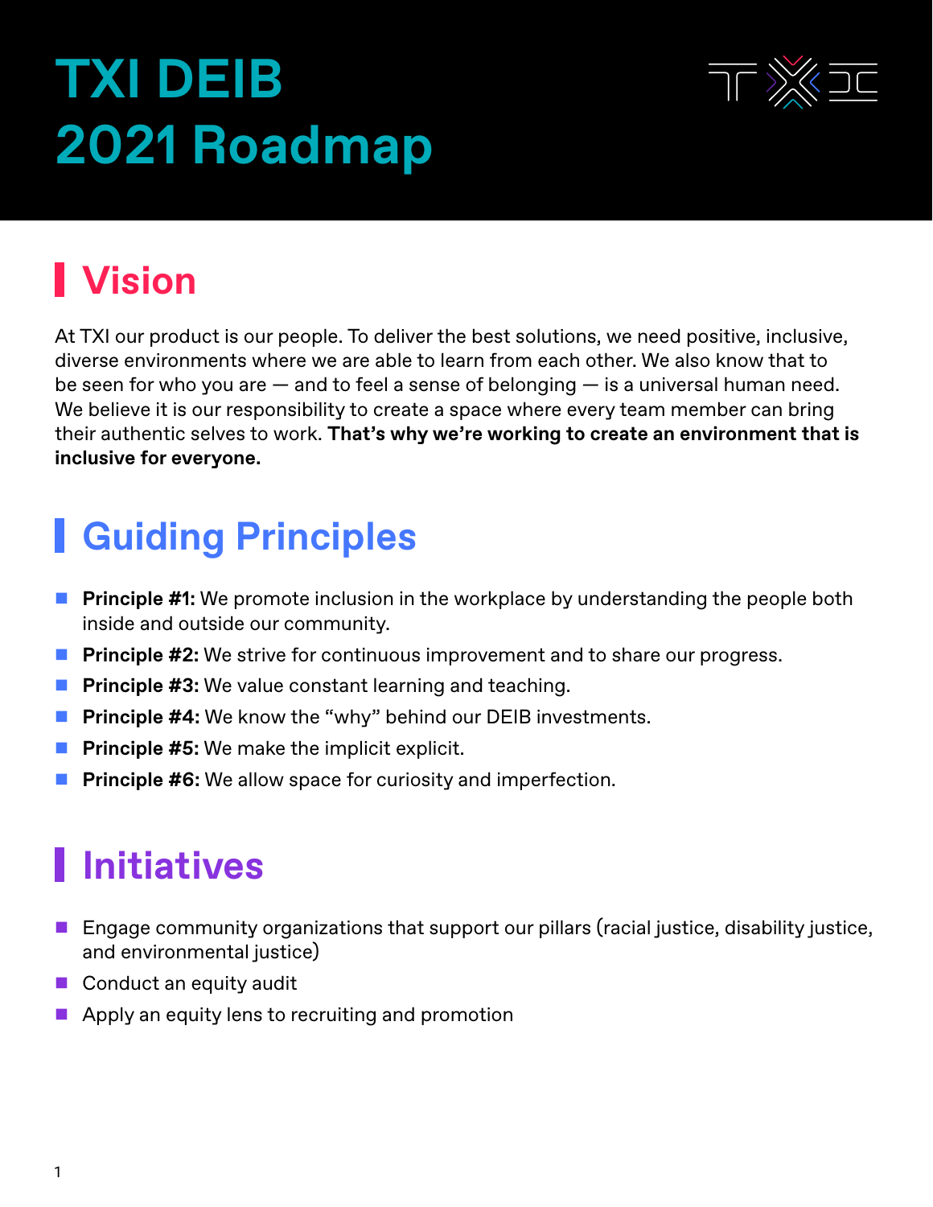# TXI DEIB 2021 Roadmap

## Vision

At TXI our product is our people. To deliver the best solutions, we need positive, inclusive, diverse environments where we are able to learn from each other. We also know that to be seen for who you are — and to feel a sense of belonging — is a universal human need. We believe it is our responsibility to create a space where every team member can bring their authentic selves to work. **That's why we're working to create an environment that is inclusive for everyone.**

## Guiding Principles

- **Principle #1:** We promote inclusion in the workplace by understanding the people both inside and outside our community.
- **Principle #2:** We strive for continuous improvement and to share our progress.
- **Principle #3:** We value constant learning and teaching.
- **Principle #4:** We know the "why" behind our DEIB investments.
- **Principle #5:** We make the implicit explicit.
- **Principle #6:** We allow space for curiosity and imperfection.

## Initiatives

- Engage community organizations that support our pillars (racial justice, disability justice, and environmental justice)
- Conduct an equity audit
- Apply an equity lens to recruiting and promotion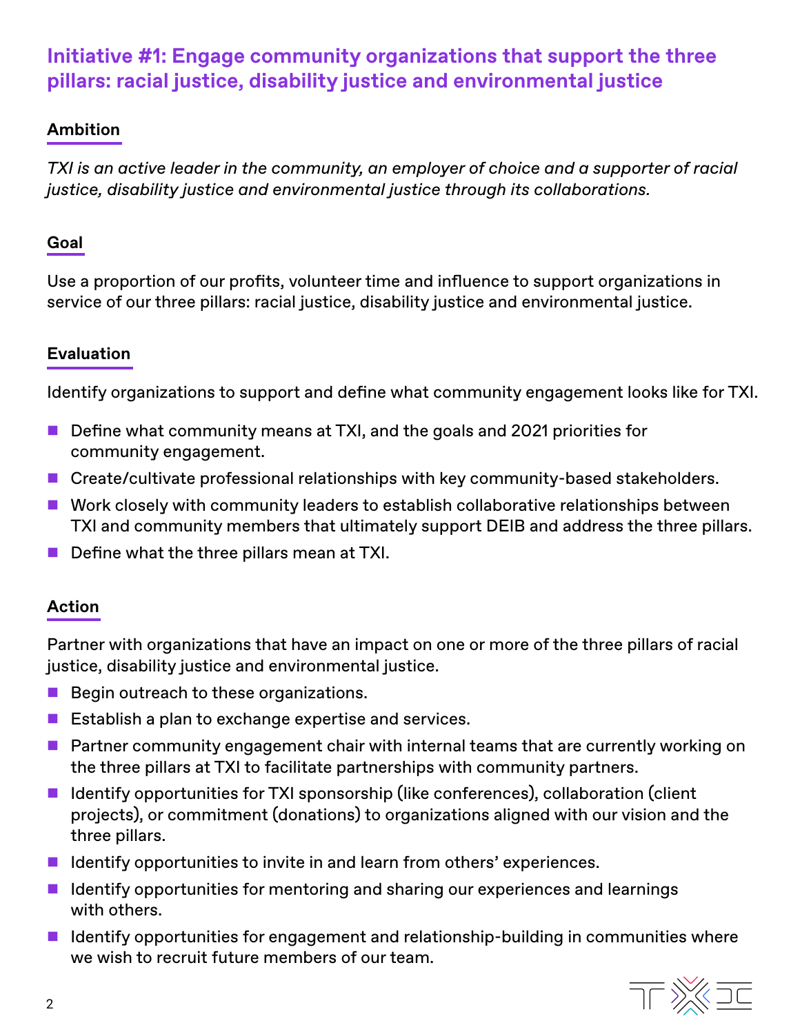## Initiative #1: Engage community organizations that support the three pillars: racial justice, disability justice and environmental justice

### Ambition

*TXI is an active leader in the community, an employer of choice and a supporter of racial justice, disability justice and environmental justice through its collaborations.*

### Goal

Use a proportion of our profits, volunteer time and influence to support organizations in service of our three pillars: racial justice, disability justice and environmental justice.

### Evaluation

Identify organizations to support and define what community engagement looks like for TXI.

- Define what community means at TXI, and the goals and 2021 priorities for community engagement.
- Create/cultivate professional relationships with key community-based stakeholders.
- Work closely with community leaders to establish collaborative relationships between TXI and community members that ultimately support DEIB and address the three pillars.
- Define what the three pillars mean at TXI.

### Action

Partner with organizations that have an impact on one or more of the three pillars of racial justice, disability justice and environmental justice.

- Begin outreach to these organizations.
- Establish a plan to exchange expertise and services.
- Partner community engagement chair with internal teams that are currently working on the three pillars at TXI to facilitate partnerships with community partners.
- Identify opportunities for TXI sponsorship (like conferences), collaboration (client projects), or commitment (donations) to organizations aligned with our vision and the three pillars.
- Identify opportunities to invite in and learn from others' experiences.
- Identify opportunities for mentoring and sharing our experiences and learnings with others.
- Identify opportunities for engagement and relationship-building in communities where we wish to recruit future members of our team.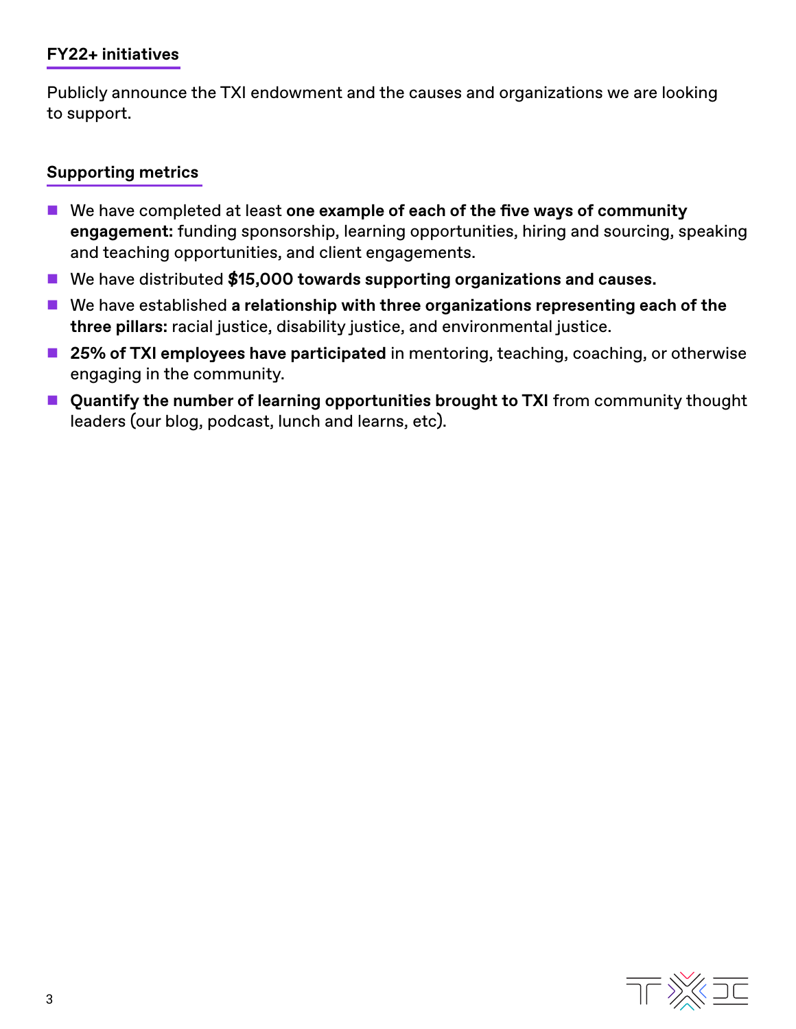### FY22+ initiatives

Publicly announce the TXI endowment and the causes and organizations we are looking to support.

### Supporting metrics

- We have completed at least **one example of each of the five ways of community engagement:** funding sponsorship, learning opportunities, hiring and sourcing, speaking and teaching opportunities, and client engagements.
- We have distributed **$15,000 towards supporting organizations and causes.**
- We have established **a relationship with three organizations representing each of the three pillars:** racial justice, disability justice, and environmental justice.
- **25% of TXI employees have participated** in mentoring, teaching, coaching, or otherwise engaging in the community.
- **Quantify the number of learning opportunities brought to TXI** from community thought leaders (our blog, podcast, lunch and learns, etc).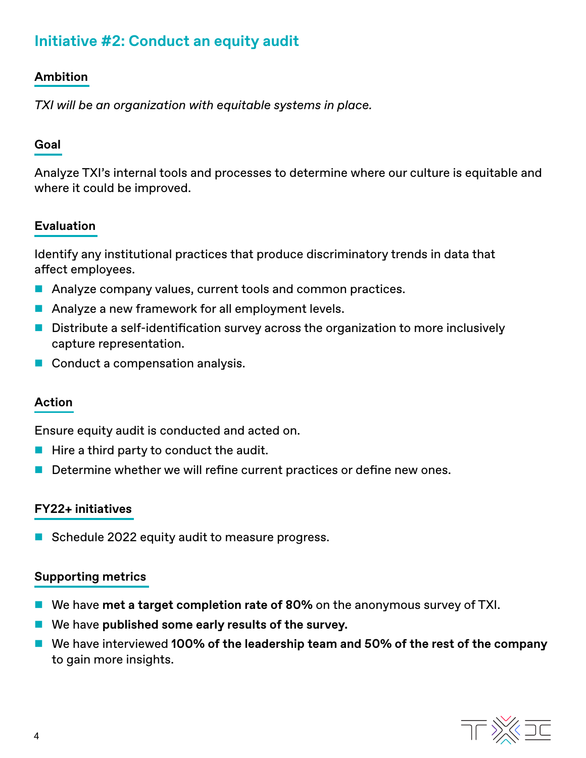## Initiative #2: Conduct an equity audit

### Ambition

*TXI will be an organization with equitable systems in place.*

### Goal

Analyze TXI's internal tools and processes to determine where our culture is equitable and where it could be improved.

### Evaluation

Identify any institutional practices that produce discriminatory trends in data that affect employees.

- Analyze company values, current tools and common practices.
- Analyze a new framework for all employment levels.
- Distribute a self-identification survey across the organization to more inclusively capture representation.
- Conduct a compensation analysis.

### Action

Ensure equity audit is conducted and acted on.

- Hire a third party to conduct the audit.
- Determine whether we will refine current practices or define new ones.

### FY22+ initiatives

- Schedule 2022 equity audit to measure progress.

### Supporting metrics

- We have **met a target completion rate of 80%** on the anonymous survey of TXI.
- We have **published some early results of the survey.**
- We have interviewed **100% of the leadership team and 50% of the rest of the company** to gain more insights.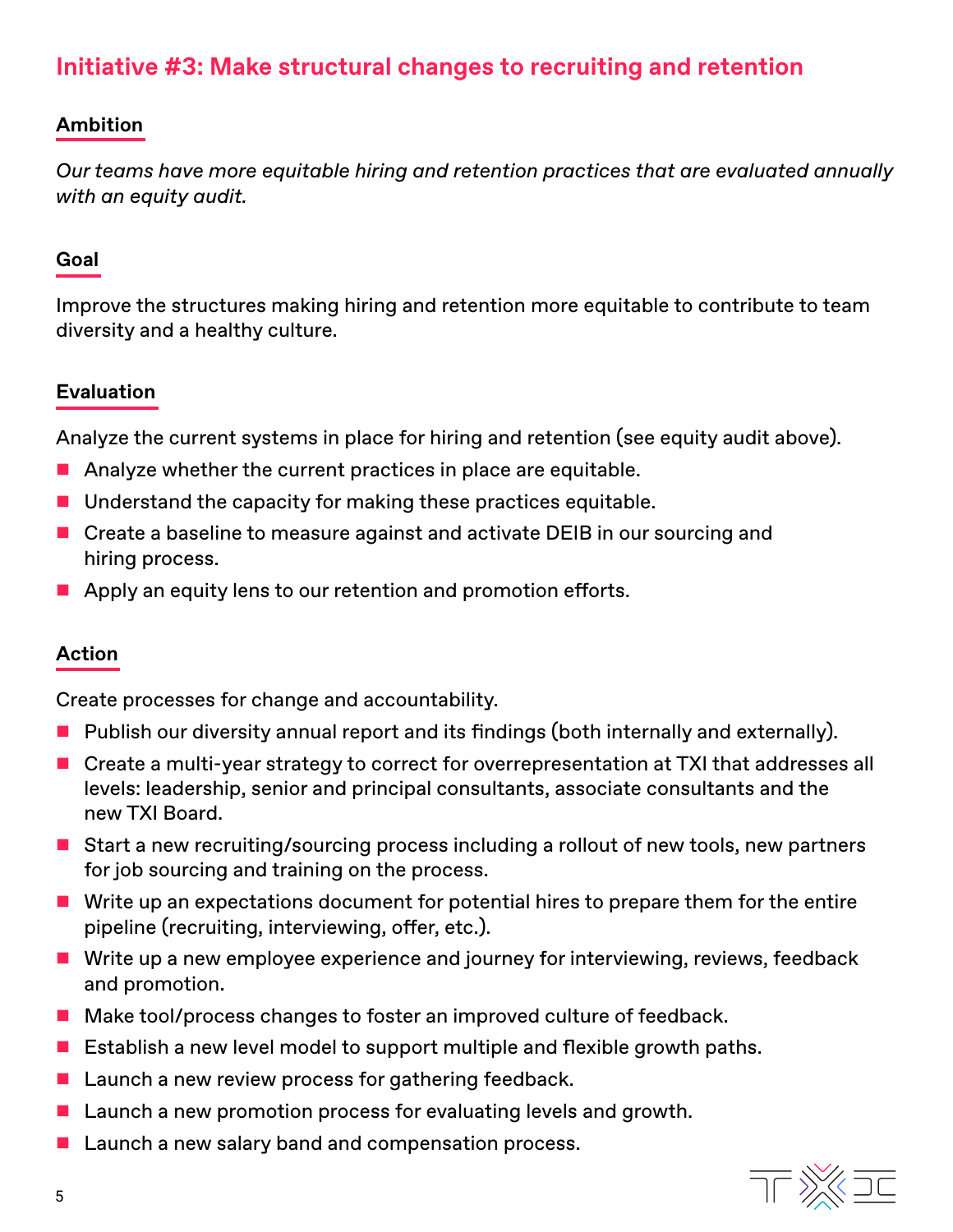## Initiative #3: Make structural changes to recruiting and retention

### Ambition

*Our teams have more equitable hiring and retention practices that are evaluated annually with an equity audit.*

### Goal

Improve the structures making hiring and retention more equitable to contribute to team diversity and a healthy culture.

### Evaluation

Analyze the current systems in place for hiring and retention (see equity audit above).

- Analyze whether the current practices in place are equitable.
- Understand the capacity for making these practices equitable.
- Create a baseline to measure against and activate DEIB in our sourcing and hiring process.
- Apply an equity lens to our retention and promotion efforts.

### Action

Create processes for change and accountability.

- Publish our diversity annual report and its findings (both internally and externally).
- Create a multi-year strategy to correct for overrepresentation at TXI that addresses all levels: leadership, senior and principal consultants, associate consultants and the new TXI Board.
- Start a new recruiting/sourcing process including a rollout of new tools, new partners for job sourcing and training on the process.
- Write up an expectations document for potential hires to prepare them for the entire pipeline (recruiting, interviewing, offer, etc.).
- Write up a new employee experience and journey for interviewing, reviews, feedback and promotion.
- Make tool/process changes to foster an improved culture of feedback.
- Establish a new level model to support multiple and flexible growth paths.
- Launch a new review process for gathering feedback.
- Launch a new promotion process for evaluating levels and growth.
- Launch a new salary band and compensation process.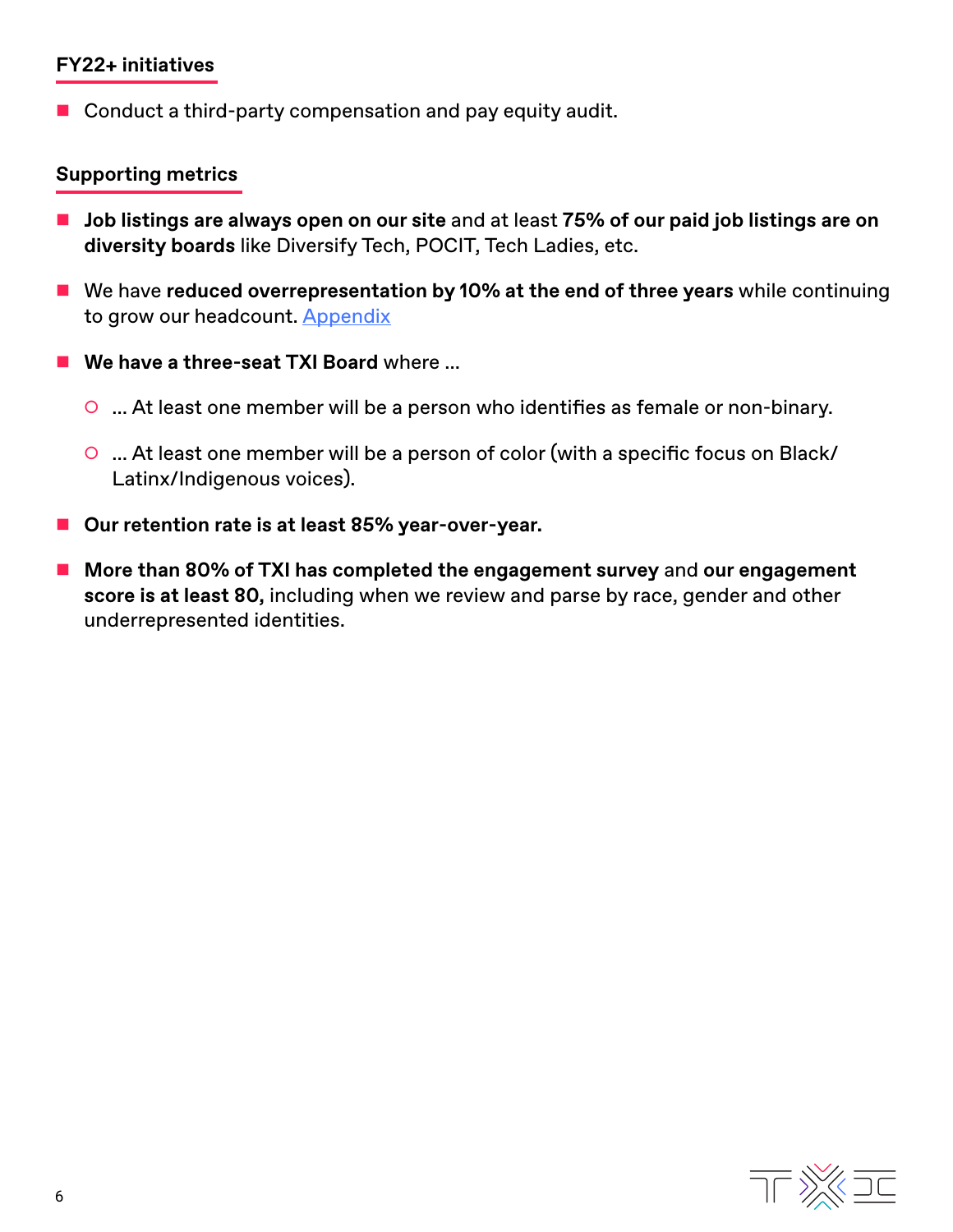### FY22+ initiatives

- Conduct a third-party compensation and pay equity audit.

### Supporting metrics

- **Job listings are always open on our site** and at least **75% of our paid job listings are on diversity boards** like Diversify Tech, POCIT, Tech Ladies, etc.
- We have **reduced overrepresentation by 10% at the end of three years** while continuing to grow our headcount. Appendix
- **We have a three-seat TXI Board** where ...
  - ... At least one member will be a person who identifies as female or non-binary.
  - ... At least one member will be a person of color (with a specific focus on Black/Latinx/Indigenous voices).
- **Our retention rate is at least 85% year-over-year.**
- **More than 80% of TXI has completed the engagement survey** and **our engagement score is at least 80,** including when we review and parse by race, gender and other underrepresented identities.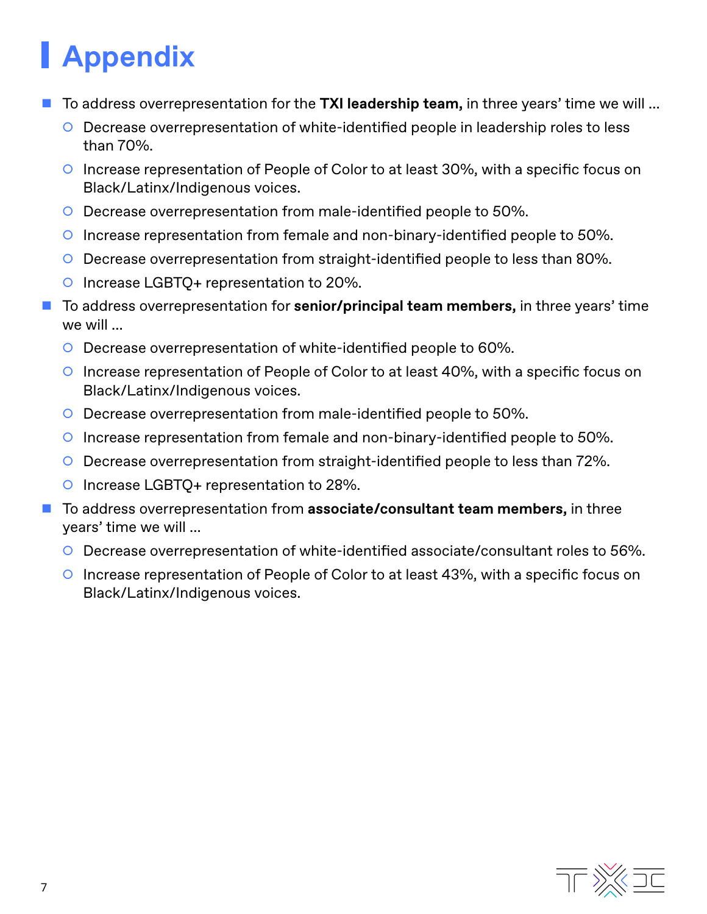# Appendix

- To address overrepresentation for the **TXI leadership team,** in three years' time we will ...
  - Decrease overrepresentation of white-identified people in leadership roles to less than 70%.
  - Increase representation of People of Color to at least 30%, with a specific focus on Black/Latinx/Indigenous voices.
  - Decrease overrepresentation from male-identified people to 50%.
  - Increase representation from female and non-binary-identified people to 50%.
  - Decrease overrepresentation from straight-identified people to less than 80%.
  - Increase LGBTQ+ representation to 20%.
- To address overrepresentation for **senior/principal team members,** in three years' time we will ...
  - Decrease overrepresentation of white-identified people to 60%.
  - Increase representation of People of Color to at least 40%, with a specific focus on Black/Latinx/Indigenous voices.
  - Decrease overrepresentation from male-identified people to 50%.
  - Increase representation from female and non-binary-identified people to 50%.
  - Decrease overrepresentation from straight-identified people to less than 72%.
  - Increase LGBTQ+ representation to 28%.
- To address overrepresentation from **associate/consultant team members,** in three years' time we will ...
  - Decrease overrepresentation of white-identified associate/consultant roles to 56%.
  - Increase representation of People of Color to at least 43%, with a specific focus on Black/Latinx/Indigenous voices.